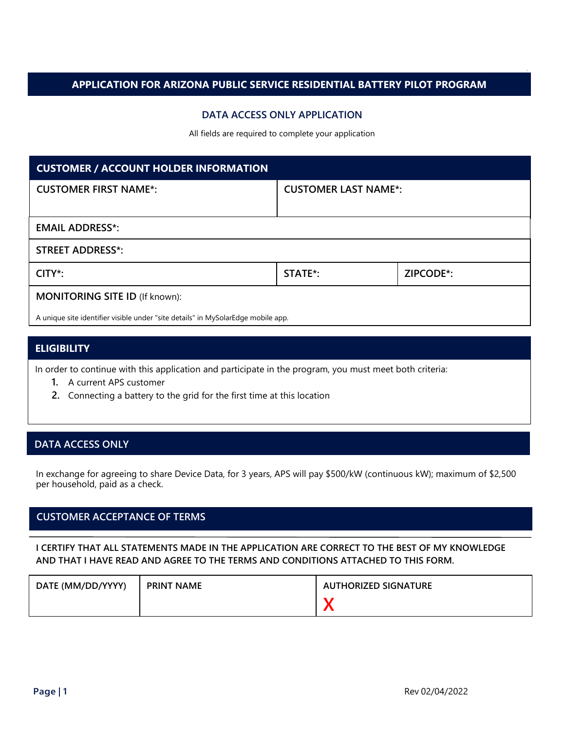# APPLICATION FOR ARIZONA PUBLIC SERVICE RESIDENTIAL BATTERY PILOT PROGRAM

## DATA ACCESS ONLY APPLICATION

All fields are required to complete your application

## CUSTOMER / ACCOUNT HOLDER INFORMATION

| CUSTOMER FIRST NAME*: | CUSTOMER LAST NAME*: | |
|---|---|---|
| EMAIL ADDRESS*: | | |
| STREET ADDRESS*: | | |
| CITY*: | STATE*: | ZIPCODE*: |
| MONITORING SITE ID (If known):<br>A unique site identifier visible under "site details" in MySolarEdge mobile app. | | |

## ELIGIBILITY

In order to continue with this application and participate in the program, you must meet both criteria:

1. A current APS customer
2. Connecting a battery to the grid for the first time at this location

## DATA ACCESS ONLY

In exchange for agreeing to share Device Data, for 3 years, APS will pay $500/kW (continuous kW); maximum of $2,500 per household, paid as a check.

## CUSTOMER ACCEPTANCE OF TERMS

**I CERTIFY THAT ALL STATEMENTS MADE IN THE APPLICATION ARE CORRECT TO THE BEST OF MY KNOWLEDGE AND THAT I HAVE READ AND AGREE TO THE TERMS AND CONDITIONS ATTACHED TO THIS FORM.**

| DATE (MM/DD/YYYY) | PRINT NAME | AUTHORIZED SIGNATURE |
|---|---|---|
| | | X |

Rev 02/04/2022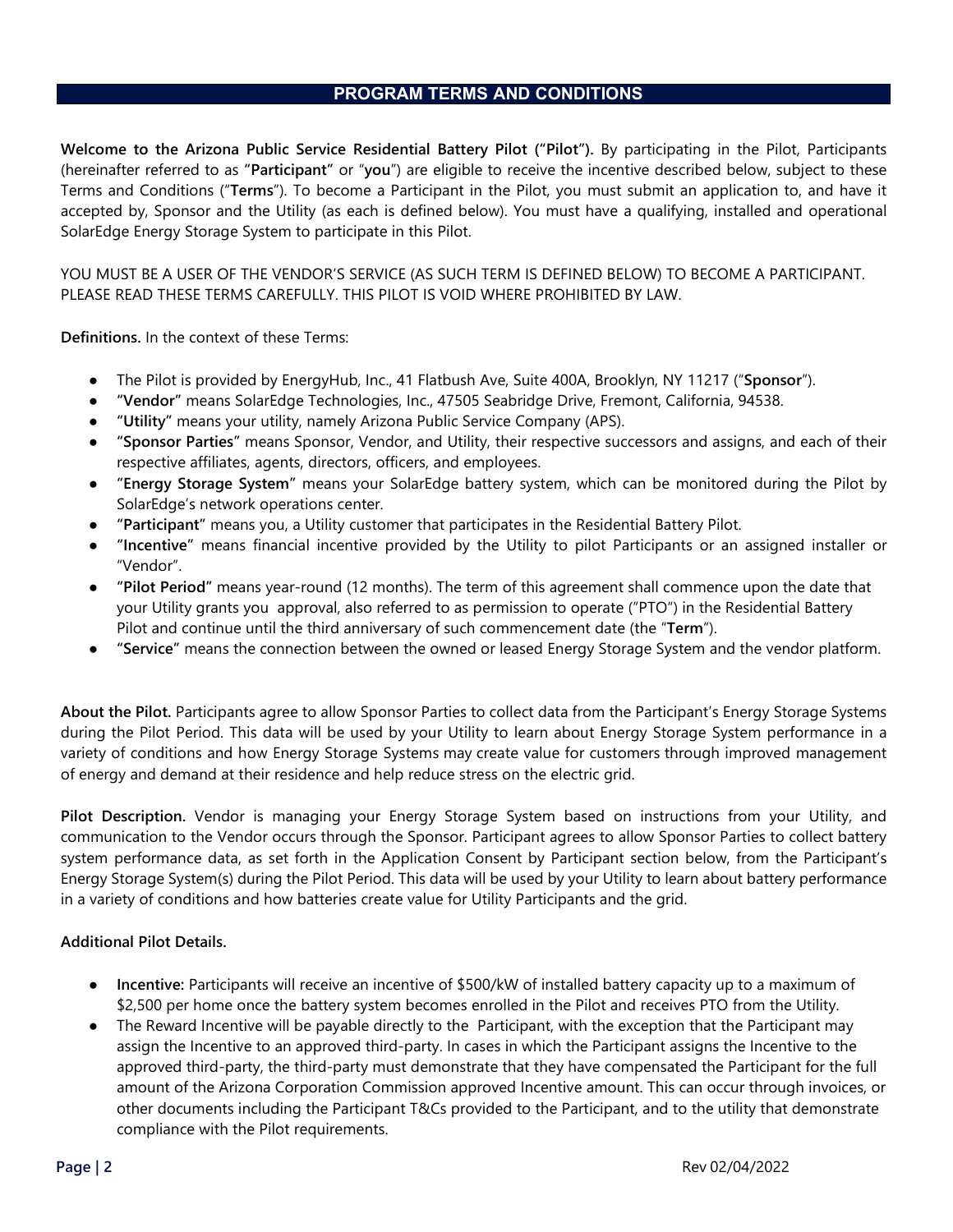## PROGRAM TERMS AND CONDITIONS

**Welcome to the Arizona Public Service Residential Battery Pilot ("Pilot").** By participating in the Pilot, Participants (hereinafter referred to as "**Participant**" or "**you**") are eligible to receive the incentive described below, subject to these Terms and Conditions ("**Terms**"). To become a Participant in the Pilot, you must submit an application to, and have it accepted by, Sponsor and the Utility (as each is defined below). You must have a qualifying, installed and operational SolarEdge Energy Storage System to participate in this Pilot.

YOU MUST BE A USER OF THE VENDOR'S SERVICE (AS SUCH TERM IS DEFINED BELOW) TO BECOME A PARTICIPANT. PLEASE READ THESE TERMS CAREFULLY. THIS PILOT IS VOID WHERE PROHIBITED BY LAW.

**Definitions.** In the context of these Terms:

- The Pilot is provided by EnergyHub, Inc., 41 Flatbush Ave, Suite 400A, Brooklyn, NY 11217 ("**Sponsor**").
- "**Vendor**" means SolarEdge Technologies, Inc., 47505 Seabridge Drive, Fremont, California, 94538.
- "**Utility**" means your utility, namely Arizona Public Service Company (APS).
- "**Sponsor Parties**" means Sponsor, Vendor, and Utility, their respective successors and assigns, and each of their respective affiliates, agents, directors, officers, and employees.
- "**Energy Storage System**" means your SolarEdge battery system, which can be monitored during the Pilot by SolarEdge's network operations center.
- "**Participant**" means you, a Utility customer that participates in the Residential Battery Pilot.
- "**Incentive**" means financial incentive provided by the Utility to pilot Participants or an assigned installer or "Vendor".
- "**Pilot Period**" means year-round (12 months). The term of this agreement shall commence upon the date that your Utility grants you approval, also referred to as permission to operate ("PTO") in the Residential Battery Pilot and continue until the third anniversary of such commencement date (the "**Term**").
- "**Service**" means the connection between the owned or leased Energy Storage System and the vendor platform.

**About the Pilot.** Participants agree to allow Sponsor Parties to collect data from the Participant's Energy Storage Systems during the Pilot Period. This data will be used by your Utility to learn about Energy Storage System performance in a variety of conditions and how Energy Storage Systems may create value for customers through improved management of energy and demand at their residence and help reduce stress on the electric grid.

**Pilot Description.** Vendor is managing your Energy Storage System based on instructions from your Utility, and communication to the Vendor occurs through the Sponsor. Participant agrees to allow Sponsor Parties to collect battery system performance data, as set forth in the Application Consent by Participant section below, from the Participant's Energy Storage System(s) during the Pilot Period. This data will be used by your Utility to learn about battery performance in a variety of conditions and how batteries create value for Utility Participants and the grid.

**Additional Pilot Details.**

- **Incentive:** Participants will receive an incentive of $500/kW of installed battery capacity up to a maximum of $2,500 per home once the battery system becomes enrolled in the Pilot and receives PTO from the Utility.
- The Reward Incentive will be payable directly to the Participant, with the exception that the Participant may assign the Incentive to an approved third-party. In cases in which the Participant assigns the Incentive to the approved third-party, the third-party must demonstrate that they have compensated the Participant for the full amount of the Arizona Corporation Commission approved Incentive amount. This can occur through invoices, or other documents including the Participant T&Cs provided to the Participant, and to the utility that demonstrate compliance with the Pilot requirements.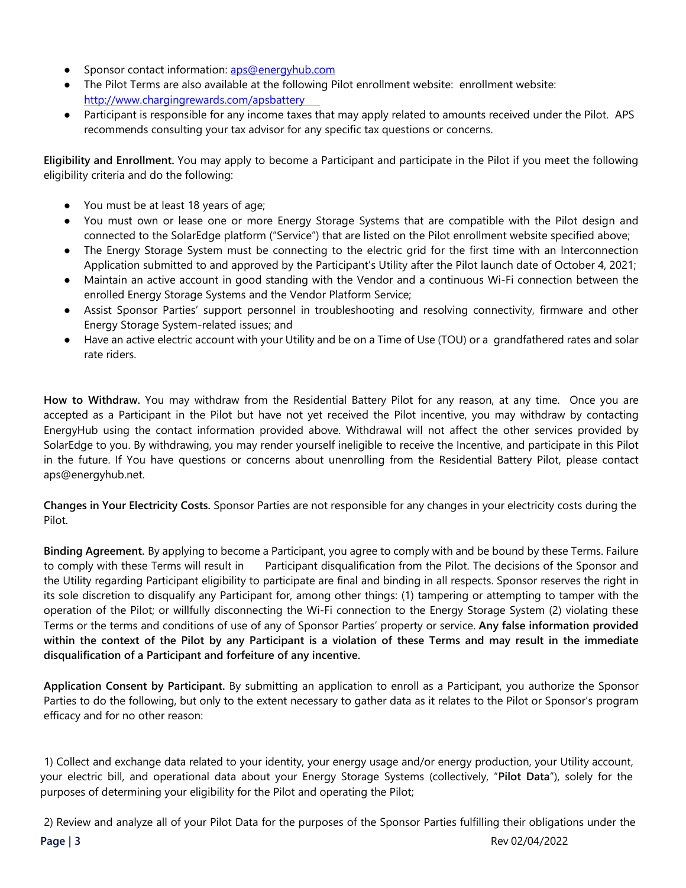- Sponsor contact information: aps@energyhub.com
- The Pilot Terms are also available at the following Pilot enrollment website: enrollment website: http://www.chargingrewards.com/apsbattery
- Participant is responsible for any income taxes that may apply related to amounts received under the Pilot. APS recommends consulting your tax advisor for any specific tax questions or concerns.

**Eligibility and Enrollment.** You may apply to become a Participant and participate in the Pilot if you meet the following eligibility criteria and do the following:

- You must be at least 18 years of age;
- You must own or lease one or more Energy Storage Systems that are compatible with the Pilot design and connected to the SolarEdge platform ("Service") that are listed on the Pilot enrollment website specified above;
- The Energy Storage System must be connecting to the electric grid for the first time with an Interconnection Application submitted to and approved by the Participant's Utility after the Pilot launch date of October 4, 2021;
- Maintain an active account in good standing with the Vendor and a continuous Wi-Fi connection between the enrolled Energy Storage Systems and the Vendor Platform Service;
- Assist Sponsor Parties' support personnel in troubleshooting and resolving connectivity, firmware and other Energy Storage System-related issues; and
- Have an active electric account with your Utility and be on a Time of Use (TOU) or a grandfathered rates and solar rate riders.

**How to Withdraw.** You may withdraw from the Residential Battery Pilot for any reason, at any time. Once you are accepted as a Participant in the Pilot but have not yet received the Pilot incentive, you may withdraw by contacting EnergyHub using the contact information provided above. Withdrawal will not affect the other services provided by SolarEdge to you. By withdrawing, you may render yourself ineligible to receive the Incentive, and participate in this Pilot in the future. If You have questions or concerns about unenrolling from the Residential Battery Pilot, please contact aps@energyhub.net.

**Changes in Your Electricity Costs.** Sponsor Parties are not responsible for any changes in your electricity costs during the Pilot.

**Binding Agreement.** By applying to become a Participant, you agree to comply with and be bound by these Terms. Failure to comply with these Terms will result in Participant disqualification from the Pilot. The decisions of the Sponsor and the Utility regarding Participant eligibility to participate are final and binding in all respects. Sponsor reserves the right in its sole discretion to disqualify any Participant for, among other things: (1) tampering or attempting to tamper with the operation of the Pilot; or willfully disconnecting the Wi-Fi connection to the Energy Storage System (2) violating these Terms or the terms and conditions of use of any of Sponsor Parties' property or service. **Any false information provided within the context of the Pilot by any Participant is a violation of these Terms and may result in the immediate disqualification of a Participant and forfeiture of any incentive.**

**Application Consent by Participant.** By submitting an application to enroll as a Participant, you authorize the Sponsor Parties to do the following, but only to the extent necessary to gather data as it relates to the Pilot or Sponsor's program efficacy and for no other reason:

1) Collect and exchange data related to your identity, your energy usage and/or energy production, your Utility account, your electric bill, and operational data about your Energy Storage Systems (collectively, "**Pilot Data**"), solely for the purposes of determining your eligibility for the Pilot and operating the Pilot;

2) Review and analyze all of your Pilot Data for the purposes of the Sponsor Parties fulfilling their obligations under the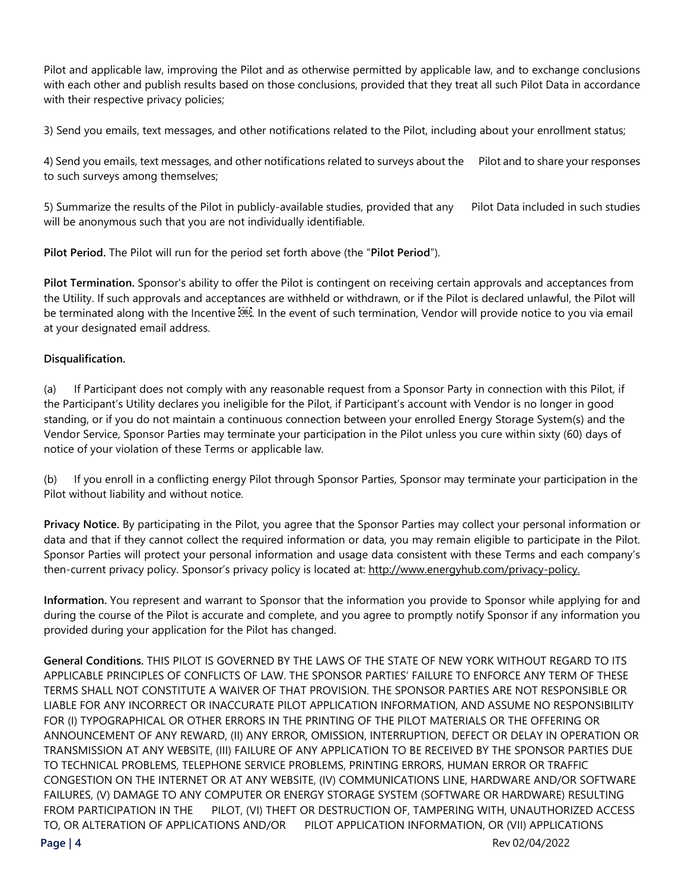Pilot and applicable law, improving the Pilot and as otherwise permitted by applicable law, and to exchange conclusions with each other and publish results based on those conclusions, provided that they treat all such Pilot Data in accordance with their respective privacy policies;

3) Send you emails, text messages, and other notifications related to the Pilot, including about your enrollment status;

4) Send you emails, text messages, and other notifications related to surveys about the Pilot and to share your responses to such surveys among themselves;

5) Summarize the results of the Pilot in publicly-available studies, provided that any Pilot Data included in such studies will be anonymous such that you are not individually identifiable.

**Pilot Period.** The Pilot will run for the period set forth above (the "**Pilot Period**").

**Pilot Termination.** Sponsor's ability to offer the Pilot is contingent on receiving certain approvals and acceptances from the Utility. If such approvals and acceptances are withheld or withdrawn, or if the Pilot is declared unlawful, the Pilot will be terminated along with the Incentive . In the event of such termination, Vendor will provide notice to you via email at your designated email address.

**Disqualification.**

(a) If Participant does not comply with any reasonable request from a Sponsor Party in connection with this Pilot, if the Participant's Utility declares you ineligible for the Pilot, if Participant's account with Vendor is no longer in good standing, or if you do not maintain a continuous connection between your enrolled Energy Storage System(s) and the Vendor Service, Sponsor Parties may terminate your participation in the Pilot unless you cure within sixty (60) days of notice of your violation of these Terms or applicable law.

(b) If you enroll in a conflicting energy Pilot through Sponsor Parties, Sponsor may terminate your participation in the Pilot without liability and without notice.

**Privacy Notice.** By participating in the Pilot, you agree that the Sponsor Parties may collect your personal information or data and that if they cannot collect the required information or data, you may remain eligible to participate in the Pilot. Sponsor Parties will protect your personal information and usage data consistent with these Terms and each company's then-current privacy policy. Sponsor's privacy policy is located at: http://www.energyhub.com/privacy-policy.

**Information.** You represent and warrant to Sponsor that the information you provide to Sponsor while applying for and during the course of the Pilot is accurate and complete, and you agree to promptly notify Sponsor if any information you provided during your application for the Pilot has changed.

**General Conditions.** THIS PILOT IS GOVERNED BY THE LAWS OF THE STATE OF NEW YORK WITHOUT REGARD TO ITS APPLICABLE PRINCIPLES OF CONFLICTS OF LAW. THE SPONSOR PARTIES' FAILURE TO ENFORCE ANY TERM OF THESE TERMS SHALL NOT CONSTITUTE A WAIVER OF THAT PROVISION. THE SPONSOR PARTIES ARE NOT RESPONSIBLE OR LIABLE FOR ANY INCORRECT OR INACCURATE PILOT APPLICATION INFORMATION, AND ASSUME NO RESPONSIBILITY FOR (I) TYPOGRAPHICAL OR OTHER ERRORS IN THE PRINTING OF THE PILOT MATERIALS OR THE OFFERING OR ANNOUNCEMENT OF ANY REWARD, (II) ANY ERROR, OMISSION, INTERRUPTION, DEFECT OR DELAY IN OPERATION OR TRANSMISSION AT ANY WEBSITE, (III) FAILURE OF ANY APPLICATION TO BE RECEIVED BY THE SPONSOR PARTIES DUE TO TECHNICAL PROBLEMS, TELEPHONE SERVICE PROBLEMS, PRINTING ERRORS, HUMAN ERROR OR TRAFFIC CONGESTION ON THE INTERNET OR AT ANY WEBSITE, (IV) COMMUNICATIONS LINE, HARDWARE AND/OR SOFTWARE FAILURES, (V) DAMAGE TO ANY COMPUTER OR ENERGY STORAGE SYSTEM (SOFTWARE OR HARDWARE) RESULTING FROM PARTICIPATION IN THE PILOT, (VI) THEFT OR DESTRUCTION OF, TAMPERING WITH, UNAUTHORIZED ACCESS TO, OR ALTERATION OF APPLICATIONS AND/OR PILOT APPLICATION INFORMATION, OR (VII) APPLICATIONS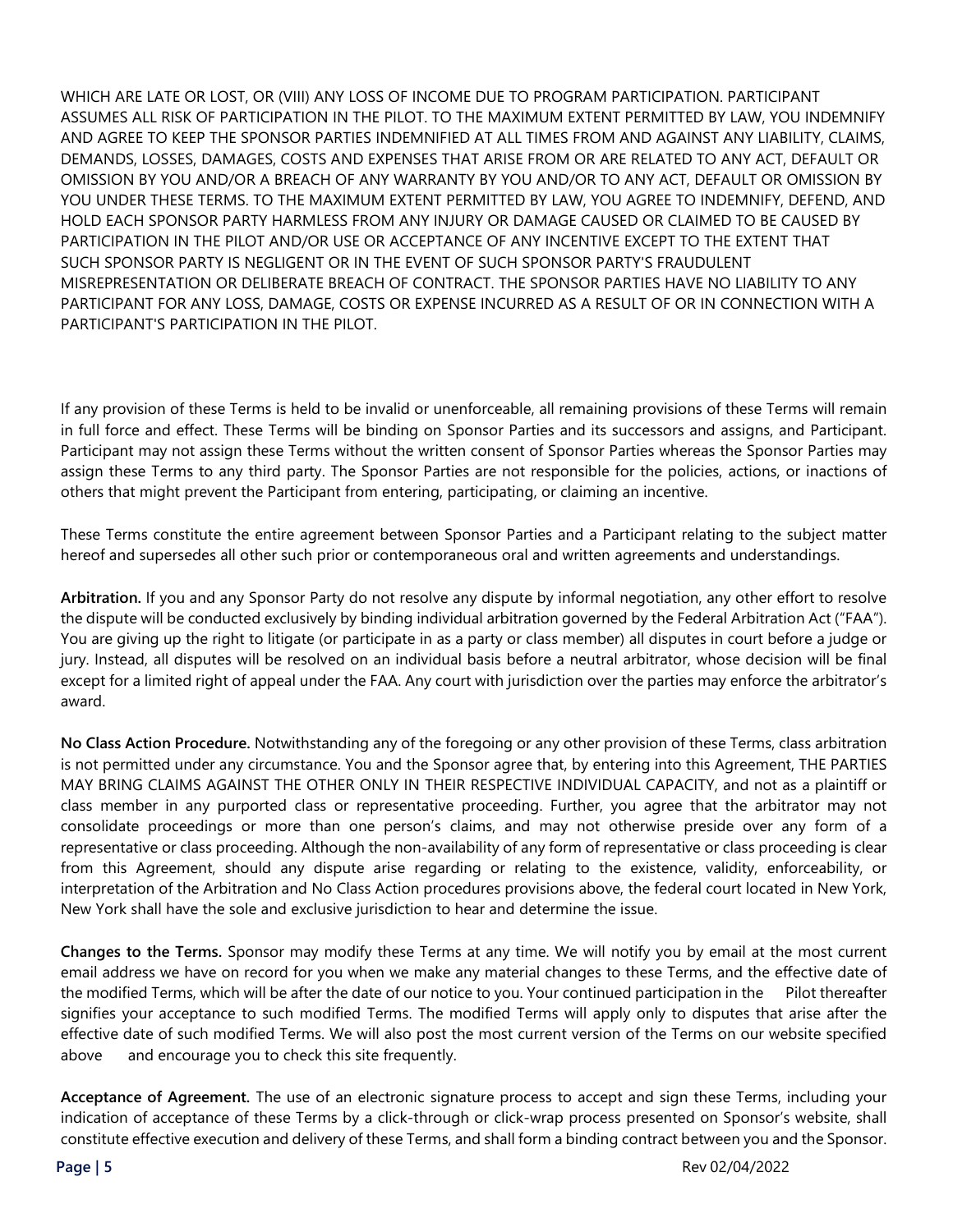WHICH ARE LATE OR LOST, OR (VIII) ANY LOSS OF INCOME DUE TO PROGRAM PARTICIPATION. PARTICIPANT ASSUMES ALL RISK OF PARTICIPATION IN THE PILOT. TO THE MAXIMUM EXTENT PERMITTED BY LAW, YOU INDEMNIFY AND AGREE TO KEEP THE SPONSOR PARTIES INDEMNIFIED AT ALL TIMES FROM AND AGAINST ANY LIABILITY, CLAIMS, DEMANDS, LOSSES, DAMAGES, COSTS AND EXPENSES THAT ARISE FROM OR ARE RELATED TO ANY ACT, DEFAULT OR OMISSION BY YOU AND/OR A BREACH OF ANY WARRANTY BY YOU AND/OR TO ANY ACT, DEFAULT OR OMISSION BY YOU UNDER THESE TERMS. TO THE MAXIMUM EXTENT PERMITTED BY LAW, YOU AGREE TO INDEMNIFY, DEFEND, AND HOLD EACH SPONSOR PARTY HARMLESS FROM ANY INJURY OR DAMAGE CAUSED OR CLAIMED TO BE CAUSED BY PARTICIPATION IN THE PILOT AND/OR USE OR ACCEPTANCE OF ANY INCENTIVE EXCEPT TO THE EXTENT THAT SUCH SPONSOR PARTY IS NEGLIGENT OR IN THE EVENT OF SUCH SPONSOR PARTY'S FRAUDULENT MISREPRESENTATION OR DELIBERATE BREACH OF CONTRACT. THE SPONSOR PARTIES HAVE NO LIABILITY TO ANY PARTICIPANT FOR ANY LOSS, DAMAGE, COSTS OR EXPENSE INCURRED AS A RESULT OF OR IN CONNECTION WITH A PARTICIPANT'S PARTICIPATION IN THE PILOT.

If any provision of these Terms is held to be invalid or unenforceable, all remaining provisions of these Terms will remain in full force and effect. These Terms will be binding on Sponsor Parties and its successors and assigns, and Participant. Participant may not assign these Terms without the written consent of Sponsor Parties whereas the Sponsor Parties may assign these Terms to any third party. The Sponsor Parties are not responsible for the policies, actions, or inactions of others that might prevent the Participant from entering, participating, or claiming an incentive.

These Terms constitute the entire agreement between Sponsor Parties and a Participant relating to the subject matter hereof and supersedes all other such prior or contemporaneous oral and written agreements and understandings.

**Arbitration.** If you and any Sponsor Party do not resolve any dispute by informal negotiation, any other effort to resolve the dispute will be conducted exclusively by binding individual arbitration governed by the Federal Arbitration Act ("FAA"). You are giving up the right to litigate (or participate in as a party or class member) all disputes in court before a judge or jury. Instead, all disputes will be resolved on an individual basis before a neutral arbitrator, whose decision will be final except for a limited right of appeal under the FAA. Any court with jurisdiction over the parties may enforce the arbitrator's award.

**No Class Action Procedure.** Notwithstanding any of the foregoing or any other provision of these Terms, class arbitration is not permitted under any circumstance. You and the Sponsor agree that, by entering into this Agreement, THE PARTIES MAY BRING CLAIMS AGAINST THE OTHER ONLY IN THEIR RESPECTIVE INDIVIDUAL CAPACITY, and not as a plaintiff or class member in any purported class or representative proceeding. Further, you agree that the arbitrator may not consolidate proceedings or more than one person's claims, and may not otherwise preside over any form of a representative or class proceeding. Although the non-availability of any form of representative or class proceeding is clear from this Agreement, should any dispute arise regarding or relating to the existence, validity, enforceability, or interpretation of the Arbitration and No Class Action procedures provisions above, the federal court located in New York, New York shall have the sole and exclusive jurisdiction to hear and determine the issue.

**Changes to the Terms.** Sponsor may modify these Terms at any time. We will notify you by email at the most current email address we have on record for you when we make any material changes to these Terms, and the effective date of the modified Terms, which will be after the date of our notice to you. Your continued participation in the Pilot thereafter signifies your acceptance to such modified Terms. The modified Terms will apply only to disputes that arise after the effective date of such modified Terms. We will also post the most current version of the Terms on our website specified above and encourage you to check this site frequently.

**Acceptance of Agreement.** The use of an electronic signature process to accept and sign these Terms, including your indication of acceptance of these Terms by a click-through or click-wrap process presented on Sponsor's website, shall constitute effective execution and delivery of these Terms, and shall form a binding contract between you and the Sponsor.